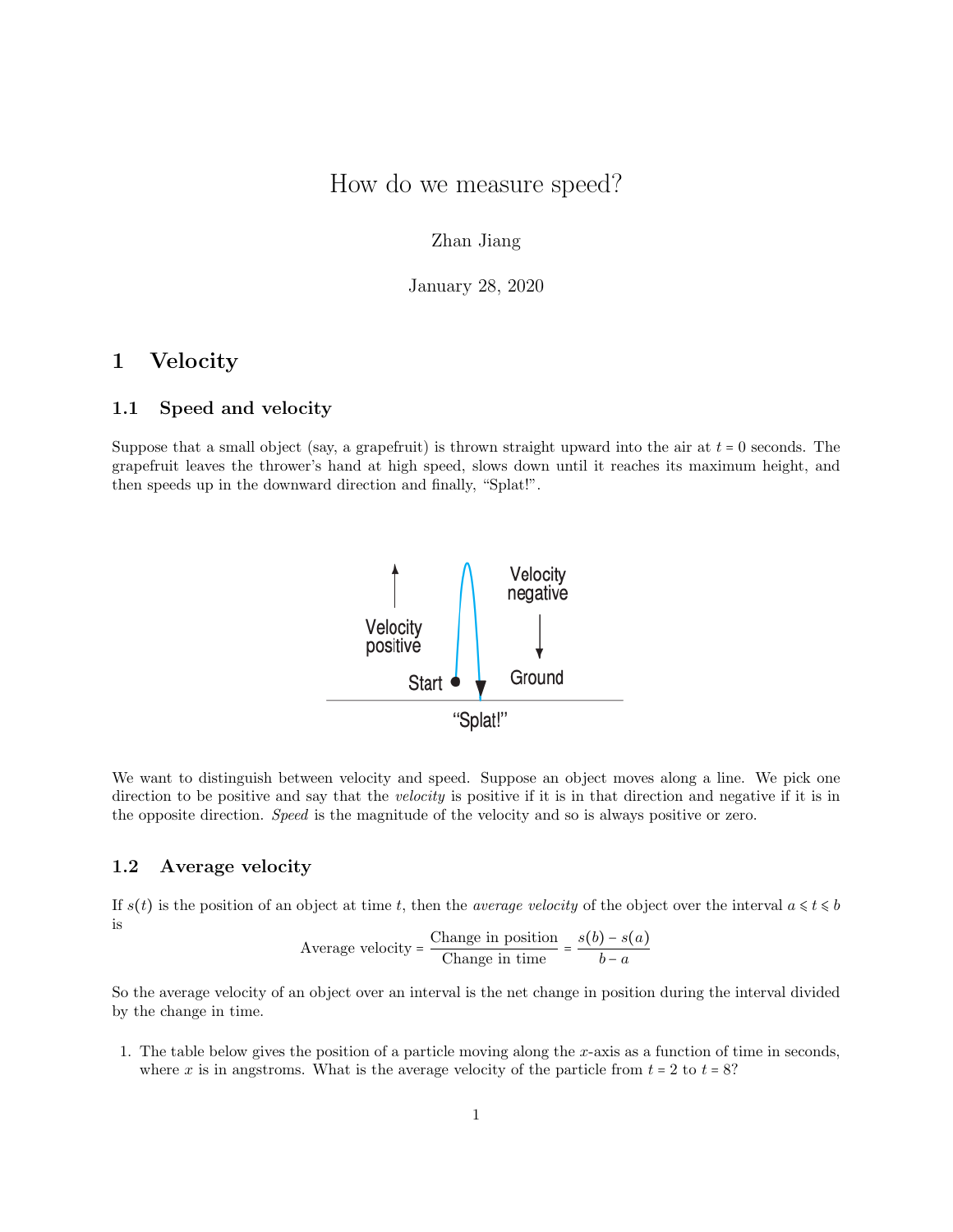# How do we measure speed?

Zhan Jiang

January 28, 2020

## 1 Velocity

### 1.1 Speed and velocity

Suppose that a small object (say, a grapefruit) is thrown straight upward into the air at $t = 0$ seconds. The grapefruit leaves the thrower's hand at high speed, slows down until it reaches its maximum height, and then speeds up in the downward direction and finally, "Splat!".

We want to distinguish between velocity and speed. Suppose an object moves along a line. We pick one direction to be positive and say that the *velocity* is positive if it is in that direction and negative if it is in the opposite direction. *Speed* is the magnitude of the velocity and so is always positive or zero.

### 1.2 Average velocity

If $s(t)$ is the position of an object at time $t$, then the *average velocity* of the object over the interval $a \leqslant t \leqslant b$ is

$$\text{Average velocity} = \frac{\text{Change in position}}{\text{Change in time}} = \frac{s(b) - s(a)}{b - a}$$

So the average velocity of an object over an interval is the net change in position during the interval divided by the change in time.

1. The table below gives the position of a particle moving along the $x$-axis as a function of time in seconds, where $x$ is in angstroms. What is the average velocity of the particle from $t = 2$ to $t = 8$?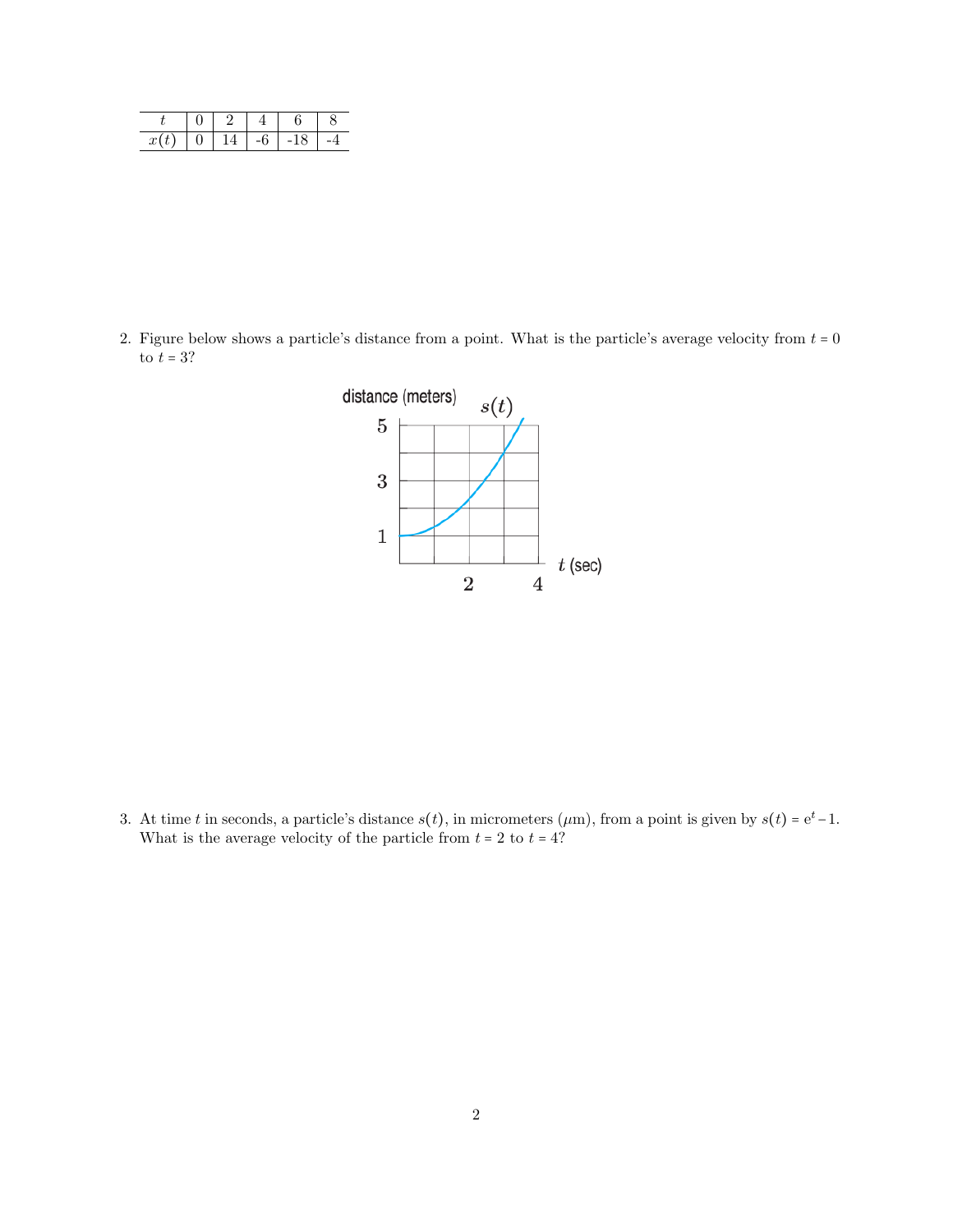| $t$ | 0 | 2 | 4 | 6 | 8 |
|---|---|---|---|---|---|
| $x(t)$ | 0 | 14 | -6 | -18 | -4 |

2. Figure below shows a particle's distance from a point. What is the particle's average velocity from $t = 0$ to $t = 3$?

3. At time $t$ in seconds, a particle's distance $s(t)$, in micrometers ($\mu$m), from a point is given by $s(t) = e^t - 1$. What is the average velocity of the particle from $t = 2$ to $t = 4$?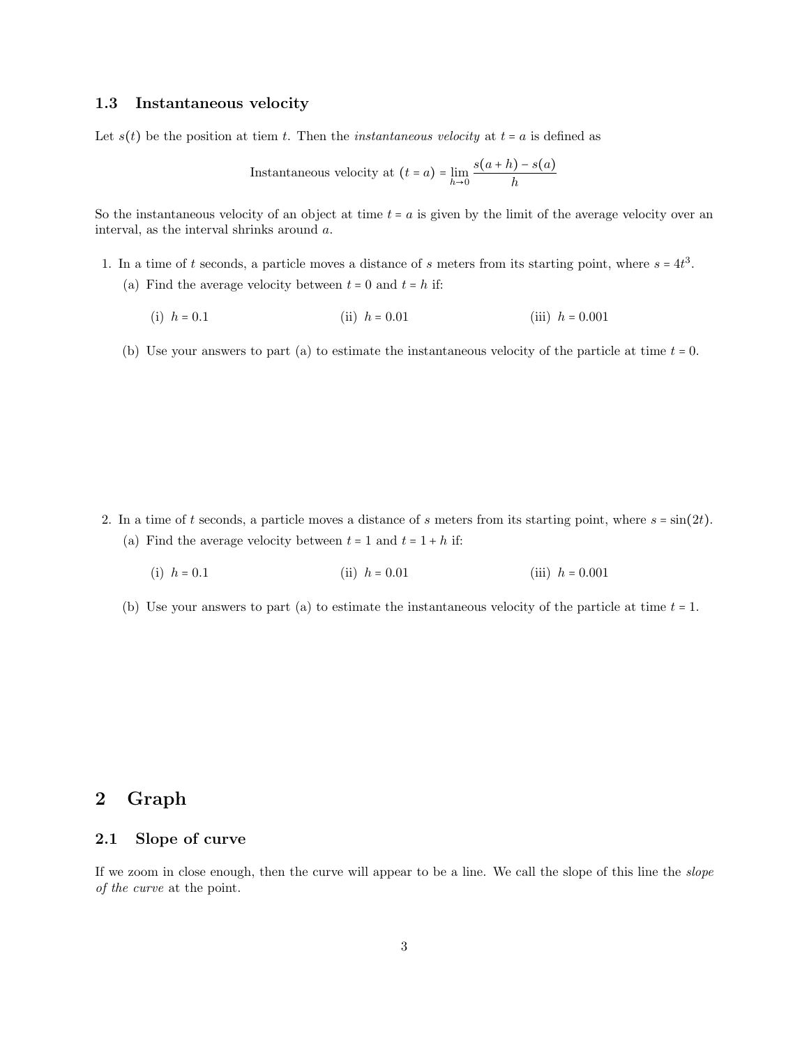### 1.3 Instantaneous velocity

Let $s(t)$ be the position at tiem $t$. Then the *instantaneous velocity* at $t = a$ is defined as

$$\text{Instantaneous velocity at } (t = a) = \lim_{h \to 0} \frac{s(a + h) - s(a)}{h}$$

So the instantaneous velocity of an object at time $t = a$ is given by the limit of the average velocity over an interval, as the interval shrinks around $a$.

1. In a time of $t$ seconds, a particle moves a distance of $s$ meters from its starting point, where $s = 4t^3$.
   (a) Find the average velocity between $t = 0$ and $t = h$ if:

   (i) $h = 0.1$ (ii) $h = 0.01$ (iii) $h = 0.001$

   (b) Use your answers to part (a) to estimate the instantaneous velocity of the particle at time $t = 0$.

2. In a time of $t$ seconds, a particle moves a distance of $s$ meters from its starting point, where $s = \sin(2t)$.
   (a) Find the average velocity between $t = 1$ and $t = 1 + h$ if:

   (i) $h = 0.1$ (ii) $h = 0.01$ (iii) $h = 0.001$

   (b) Use your answers to part (a) to estimate the instantaneous velocity of the particle at time $t = 1$.

# 2 Graph

### 2.1 Slope of curve

If we zoom in close enough, then the curve will appear to be a line. We call the slope of this line the *slope of the curve* at the point.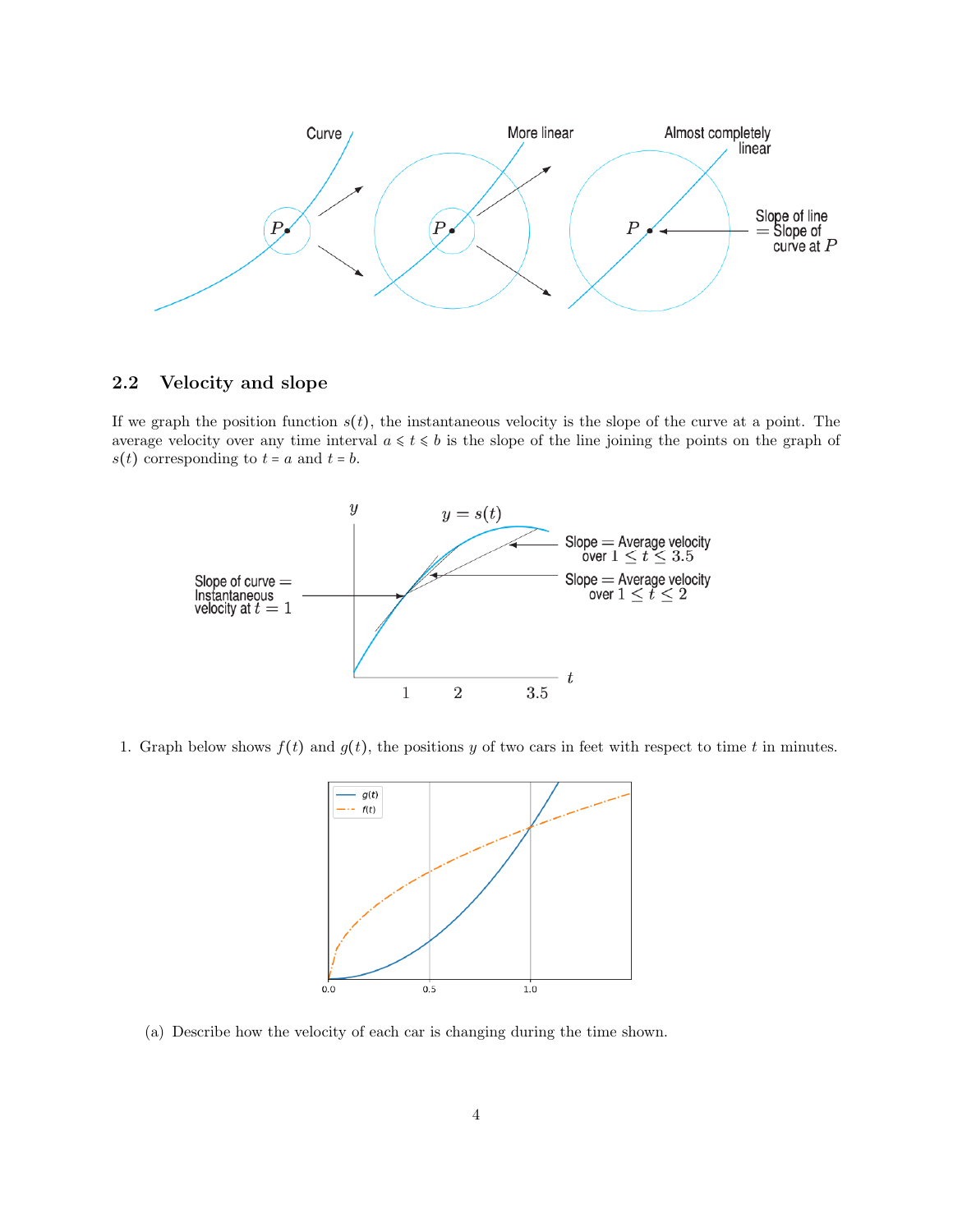## 2.2 Velocity and slope

If we graph the position function $s(t)$, the instantaneous velocity is the slope of the curve at a point. The average velocity over any time interval $a \leqslant t \leqslant b$ is the slope of the line joining the points on the graph of $s(t)$ corresponding to $t = a$ and $t = b$.

1. Graph below shows $f(t)$ and $g(t)$, the positions $y$ of two cars in feet with respect to time $t$ in minutes.

   (a) Describe how the velocity of each car is changing during the time shown.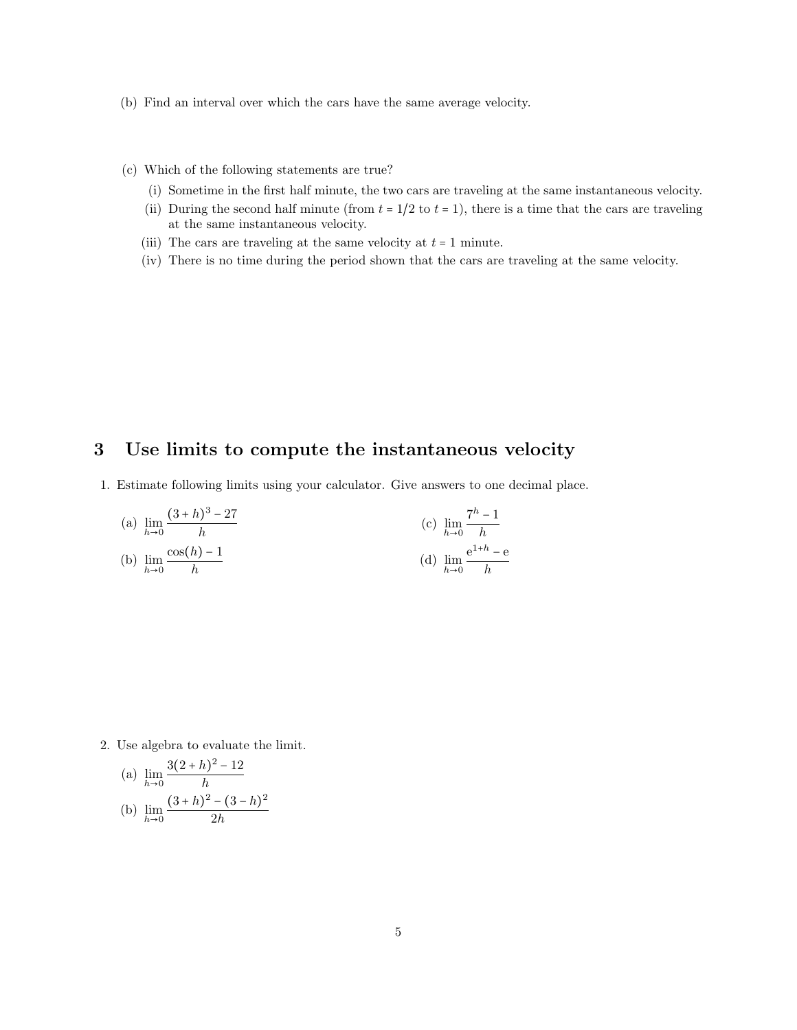(b) Find an interval over which the cars have the same average velocity.

(c) Which of the following statements are true?

(i) Sometime in the first half minute, the two cars are traveling at the same instantaneous velocity.

(ii) During the second half minute (from $t = 1/2$ to $t = 1$), there is a time that the cars are traveling at the same instantaneous velocity.

(iii) The cars are traveling at the same velocity at $t = 1$ minute.

(iv) There is no time during the period shown that the cars are traveling at the same velocity.

## 3 Use limits to compute the instantaneous velocity

1. Estimate following limits using your calculator. Give answers to one decimal place.

(a) $\displaystyle\lim_{h\to 0} \frac{(3+h)^3 - 27}{h}$

(b) $\displaystyle\lim_{h\to 0} \frac{\cos(h) - 1}{h}$

(c) $\displaystyle\lim_{h\to 0} \frac{7^h - 1}{h}$

(d) $\displaystyle\lim_{h\to 0} \frac{e^{1+h} - e}{h}$

2. Use algebra to evaluate the limit.

(a) $\displaystyle\lim_{h\to 0} \frac{3(2+h)^2 - 12}{h}$

(b) $\displaystyle\lim_{h\to 0} \frac{(3+h)^2 - (3-h)^2}{2h}$